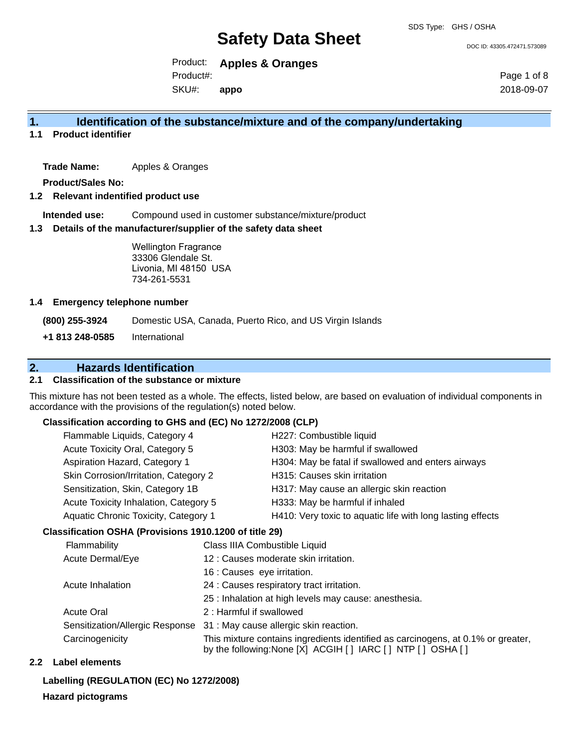SDS Type: GHS / OSHA

# Safety Data Sheet

DOC ID: 43305.472471.573089

Product: **Apples & Oranges**

Product#:

SKU#: **appo**

2018-09-07

## 1. Identification of the substance/mixture and of the company/undertaking

### 1.1 Product identifier

**Trade Name:** Apples & Oranges

**Product/Sales No:**

### 1.2 Relevant indentified product use

**Intended use:** Compound used in customer substance/mixture/product

### 1.3 Details of the manufacturer/supplier of the safety data sheet

Wellington Fragrance
33306 Glendale St.
Livonia, MI 48150 USA
734-261-5531

### 1.4 Emergency telephone number

**(800) 255-3924** Domestic USA, Canada, Puerto Rico, and US Virgin Islands

**+1 813 248-0585** International

## 2. Hazards Identification

### 2.1 Classification of the substance or mixture

This mixture has not been tested as a whole. The effects, listed below, are based on evaluation of individual components in accordance with the provisions of the regulation(s) noted below.

**Classification according to GHS and (EC) No 1272/2008 (CLP)**

| | |
|---|---|
| Flammable Liquids, Category 4 | H227: Combustible liquid |
| Acute Toxicity Oral, Category 5 | H303: May be harmful if swallowed |
| Aspiration Hazard, Category 1 | H304: May be fatal if swallowed and enters airways |
| Skin Corrosion/Irritation, Category 2 | H315: Causes skin irritation |
| Sensitization, Skin, Category 1B | H317: May cause an allergic skin reaction |
| Acute Toxicity Inhalation, Category 5 | H333: May be harmful if inhaled |
| Aquatic Chronic Toxicity, Category 1 | H410: Very toxic to aquatic life with long lasting effects |

**Classification OSHA (Provisions 1910.1200 of title 29)**

| | |
|---|---|
| Flammability | Class IIIA Combustible Liquid |
| Acute Dermal/Eye | 12 : Causes moderate skin irritation. |
| | 16 : Causes eye irritation. |
| Acute Inhalation | 24 : Causes respiratory tract irritation. |
| | 25 : Inhalation at high levels may cause: anesthesia. |
| Acute Oral | 2 : Harmful if swallowed |
| Sensitization/Allergic Response | 31 : May cause allergic skin reaction. |
| Carcinogenicity | This mixture contains ingredients identified as carcinogens, at 0.1% or greater, by the following:None [X] ACGIH [ ] IARC [ ] NTP [ ] OSHA [ ] |

### 2.2 Label elements

**Labelling (REGULATION (EC) No 1272/2008)**

**Hazard pictograms**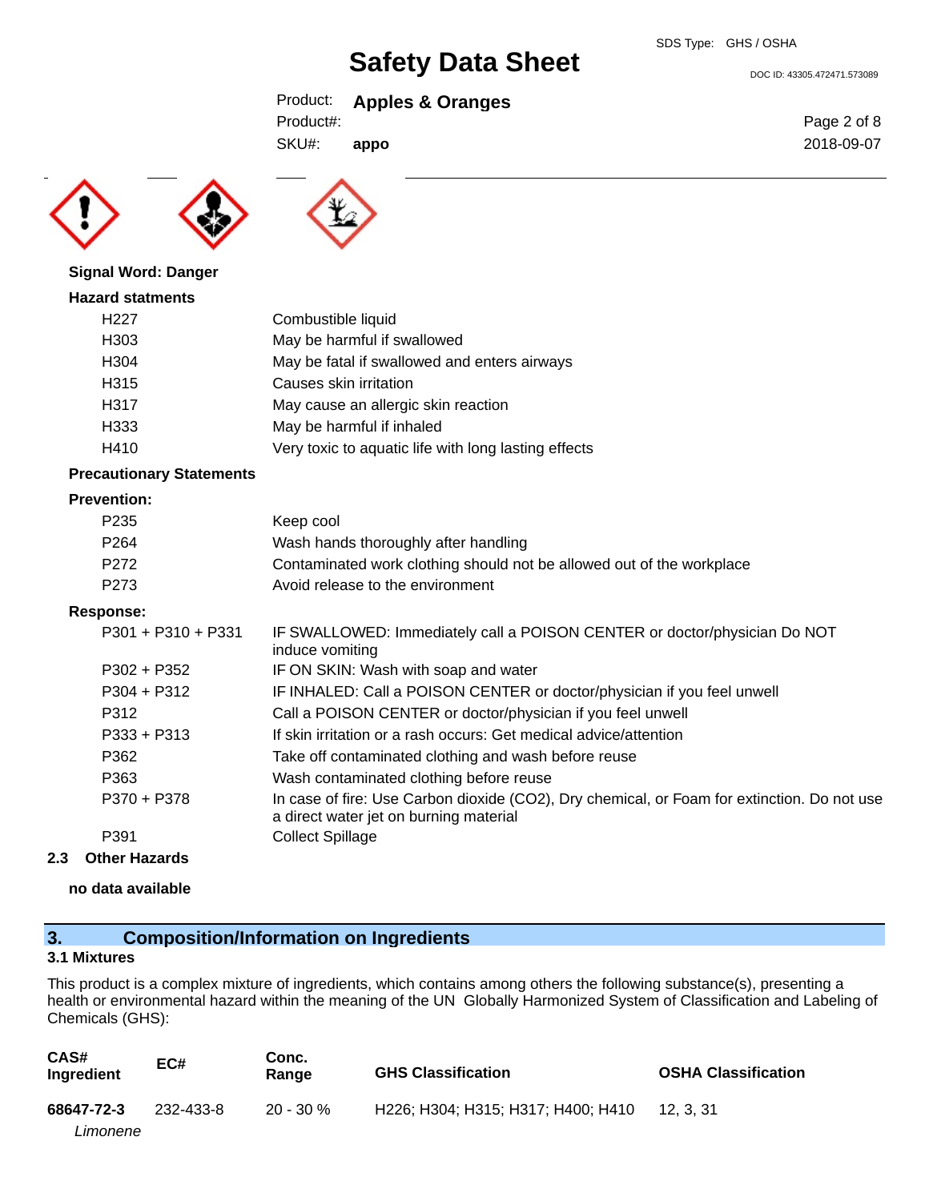**Signal Word: Danger**

**Hazard statments**

| | |
|---|---|
| H227 | Combustible liquid |
| H303 | May be harmful if swallowed |
| H304 | May be fatal if swallowed and enters airways |
| H315 | Causes skin irritation |
| H317 | May cause an allergic skin reaction |
| H333 | May be harmful if inhaled |
| H410 | Very toxic to aquatic life with long lasting effects |

**Precautionary Statements**

**Prevention:**

| | |
|---|---|
| P235 | Keep cool |
| P264 | Wash hands thoroughly after handling |
| P272 | Contaminated work clothing should not be allowed out of the workplace |
| P273 | Avoid release to the environment |

**Response:**

| | |
|---|---|
| P301 + P310 + P331 | IF SWALLOWED: Immediately call a POISON CENTER or doctor/physician Do NOT induce vomiting |
| P302 + P352 | IF ON SKIN: Wash with soap and water |
| P304 + P312 | IF INHALED: Call a POISON CENTER or doctor/physician if you feel unwell |
| P312 | Call a POISON CENTER or doctor/physician if you feel unwell |
| P333 + P313 | If skin irritation or a rash occurs: Get medical advice/attention |
| P362 | Take off contaminated clothing and wash before reuse |
| P363 | Wash contaminated clothing before reuse |
| P370 + P378 | In case of fire: Use Carbon dioxide ($CO_2$), Dry chemical, or Foam for extinction. Do not use a direct water jet on burning material |
| P391 | Collect Spillage |

### 2.3 Other Hazards

**no data available**

## 3. Composition/Information on Ingredients

### 3.1 Mixtures

This product is a complex mixture of ingredients, which contains among others the following substance(s), presenting a health or environmental hazard within the meaning of the UN Globally Harmonized System of Classification and Labeling of Chemicals (GHS):

| CAS# Ingredient | EC# | Conc. Range | GHS Classification | OSHA Classification |
|---|---|---|---|---|
| **68647-72-3** *Limonene* | 232-433-8 | 20 - 30 % | H226; H304; H315; H317; H400; H410 | 12, 3, 31 |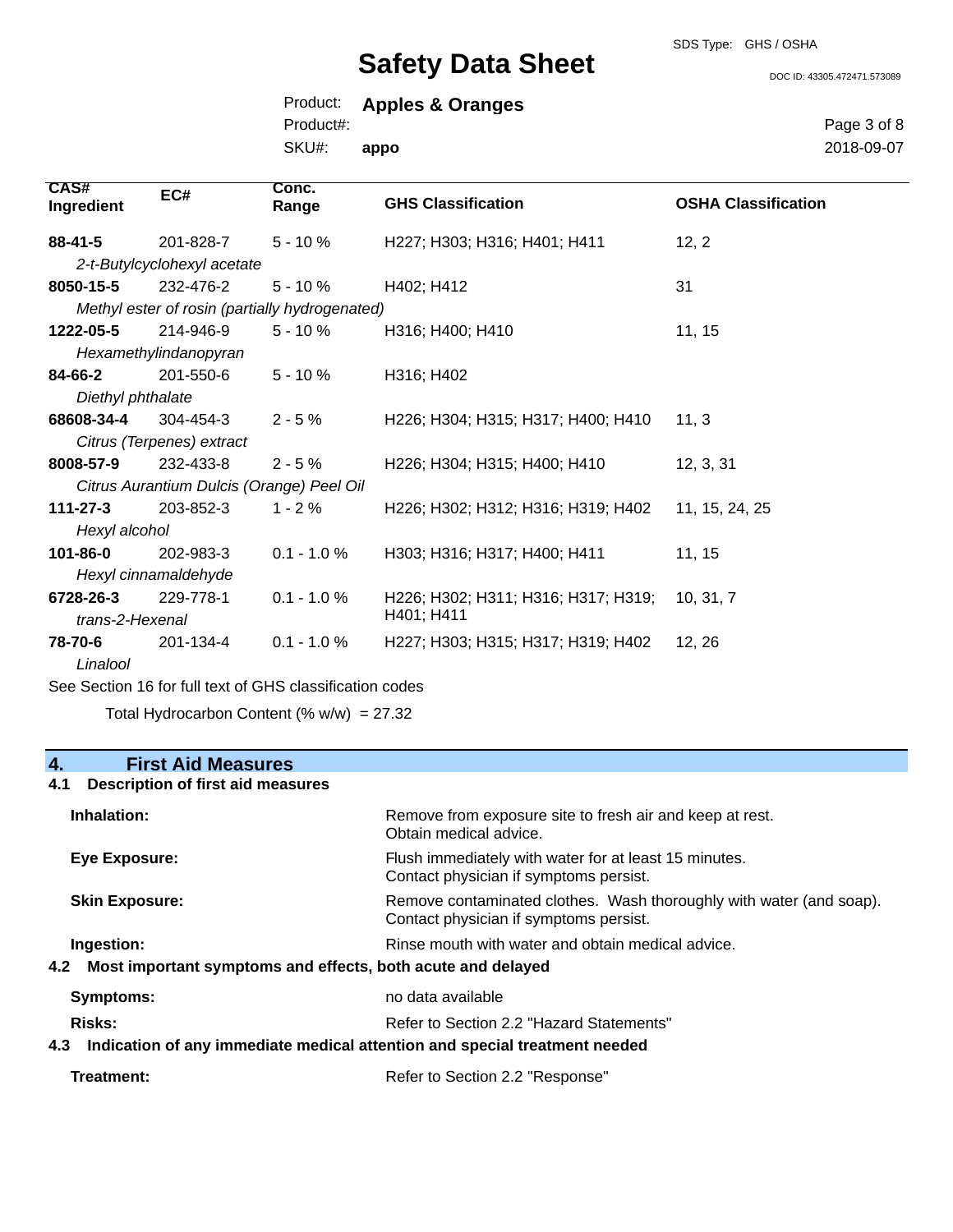| CAS# Ingredient | EC# | Conc. Range | GHS Classification | OSHA Classification |
|---|---|---|---|---|
| **88-41-5** | 201-828-7 | 5 - 10 % | H227; H303; H316; H401; H411 | 12, 2 |
| *2-t-Butylcyclohexyl acetate* | | | | |
| **8050-15-5** | 232-476-2 | 5 - 10 % | H402; H412 | 31 |
| *Methyl ester of rosin (partially hydrogenated)* | | | | |
| **1222-05-5** | 214-946-9 | 5 - 10 % | H316; H400; H410 | 11, 15 |
| *Hexamethylindanopyran* | | | | |
| **84-66-2** | 201-550-6 | 5 - 10 % | H316; H402 | |
| *Diethyl phthalate* | | | | |
| **68608-34-4** | 304-454-3 | 2 - 5 % | H226; H304; H315; H317; H400; H410 | 11, 3 |
| *Citrus (Terpenes) extract* | | | | |
| **8008-57-9** | 232-433-8 | 2 - 5 % | H226; H304; H315; H400; H410 | 12, 3, 31 |
| *Citrus Aurantium Dulcis (Orange) Peel Oil* | | | | |
| **111-27-3** | 203-852-3 | 1 - 2 % | H226; H302; H312; H316; H319; H402 | 11, 15, 24, 25 |
| *Hexyl alcohol* | | | | |
| **101-86-0** | 202-983-3 | 0.1 - 1.0 % | H303; H316; H317; H400; H411 | 11, 15 |
| *Hexyl cinnamaldehyde* | | | | |
| **6728-26-3** | 229-778-1 | 0.1 - 1.0 % | H226; H302; H311; H316; H317; H319; H401; H411 | 10, 31, 7 |
| *trans-2-Hexenal* | | | | |
| **78-70-6** | 201-134-4 | 0.1 - 1.0 % | H227; H303; H315; H317; H319; H402 | 12, 26 |
| *Linalool* | | | | |

See Section 16 for full text of GHS classification codes

Total Hydrocarbon Content (% w/w) = 27.32

## 4. First Aid Measures

### 4.1 Description of first aid measures

**Inhalation:** Remove from exposure site to fresh air and keep at rest. Obtain medical advice.

**Eye Exposure:** Flush immediately with water for at least 15 minutes. Contact physician if symptoms persist.

**Skin Exposure:** Remove contaminated clothes. Wash thoroughly with water (and soap). Contact physician if symptoms persist.

**Ingestion:** Rinse mouth with water and obtain medical advice.

### 4.2 Most important symptoms and effects, both acute and delayed

**Symptoms:** no data available

**Risks:** Refer to Section 2.2 "Hazard Statements"

### 4.3 Indication of any immediate medical attention and special treatment needed

**Treatment:** Refer to Section 2.2 "Response"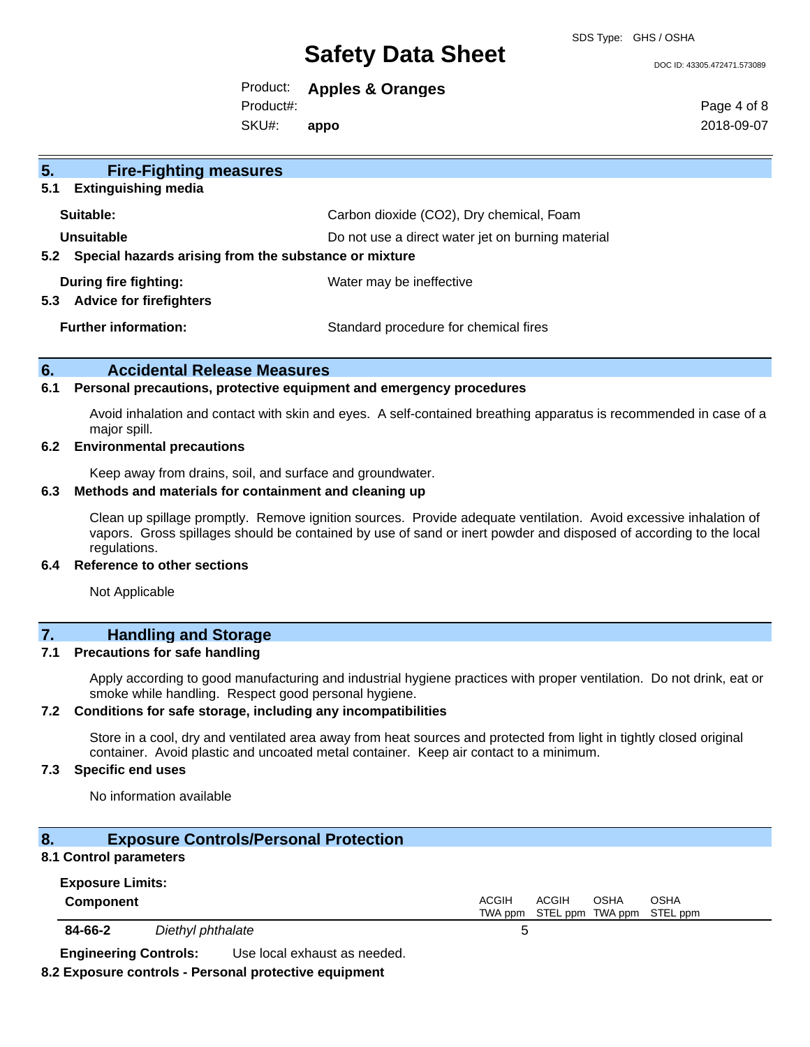## 5. Fire-Fighting measures

### 5.1 Extinguishing media

**Suitable:** Carbon dioxide ($CO_2$), Dry chemical, Foam

**Unsuitable** Do not use a direct water jet on burning material

### 5.2 Special hazards arising from the substance or mixture

**During fire fighting:** Water may be ineffective

### 5.3 Advice for firefighters

**Further information:** Standard procedure for chemical fires

## 6. Accidental Release Measures

### 6.1 Personal precautions, protective equipment and emergency procedures

Avoid inhalation and contact with skin and eyes. A self-contained breathing apparatus is recommended in case of a major spill.

### 6.2 Environmental precautions

Keep away from drains, soil, and surface and groundwater.

### 6.3 Methods and materials for containment and cleaning up

Clean up spillage promptly. Remove ignition sources. Provide adequate ventilation. Avoid excessive inhalation of vapors. Gross spillages should be contained by use of sand or inert powder and disposed of according to the local regulations.

### 6.4 Reference to other sections

Not Applicable

## 7. Handling and Storage

### 7.1 Precautions for safe handling

Apply according to good manufacturing and industrial hygiene practices with proper ventilation. Do not drink, eat or smoke while handling. Respect good personal hygiene.

### 7.2 Conditions for safe storage, including any incompatibilities

Store in a cool, dry and ventilated area away from heat sources and protected from light in tightly closed original container. Avoid plastic and uncoated metal container. Keep air contact to a minimum.

### 7.3 Specific end uses

No information available

## 8. Exposure Controls/Personal Protection

### 8.1 Control parameters

**Exposure Limits:**

| Component | | ACGIH TWA ppm | ACGIH STEL ppm | OSHA TWA ppm | OSHA STEL ppm |
|---|---|---|---|---|---|
| 84-66-2 | *Diethyl phthalate* | 5 | | | |

**Engineering Controls:** Use local exhaust as needed.

### 8.2 Exposure controls - Personal protective equipment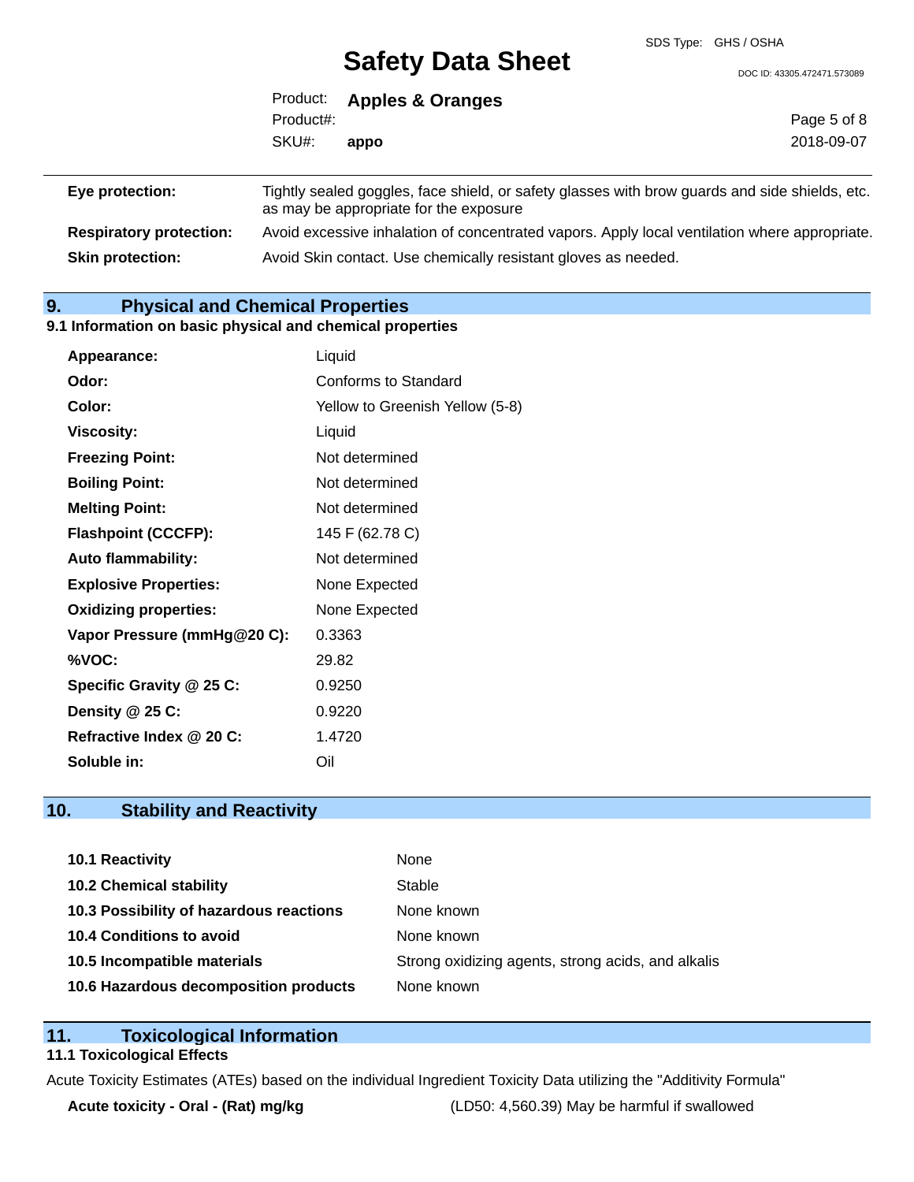| | |
|---|---|
| **Eye protection:** | Tightly sealed goggles, face shield, or safety glasses with brow guards and side shields, etc. as may be appropriate for the exposure |
| **Respiratory protection:** | Avoid excessive inhalation of concentrated vapors. Apply local ventilation where appropriate. |
| **Skin protection:** | Avoid Skin contact. Use chemically resistant gloves as needed. |

## 9. Physical and Chemical Properties

### 9.1 Information on basic physical and chemical properties

| | |
|---|---|
| **Appearance:** | Liquid |
| **Odor:** | Conforms to Standard |
| **Color:** | Yellow to Greenish Yellow (5-8) |
| **Viscosity:** | Liquid |
| **Freezing Point:** | Not determined |
| **Boiling Point:** | Not determined |
| **Melting Point:** | Not determined |
| **Flashpoint (CCCFP):** | 145 F (62.78 C) |
| **Auto flammability:** | Not determined |
| **Explosive Properties:** | None Expected |
| **Oxidizing properties:** | None Expected |
| **Vapor Pressure (mmHg@20 C):** | 0.3363 |
| **%VOC:** | 29.82 |
| **Specific Gravity @ 25 C:** | 0.9250 |
| **Density @ 25 C:** | 0.9220 |
| **Refractive Index @ 20 C:** | 1.4720 |
| **Soluble in:** | Oil |

## 10. Stability and Reactivity

| | |
|---|---|
| **10.1 Reactivity** | None |
| **10.2 Chemical stability** | Stable |
| **10.3 Possibility of hazardous reactions** | None known |
| **10.4 Conditions to avoid** | None known |
| **10.5 Incompatible materials** | Strong oxidizing agents, strong acids, and alkalis |
| **10.6 Hazardous decomposition products** | None known |

## 11. Toxicological Information

### 11.1 Toxicological Effects

Acute Toxicity Estimates (ATEs) based on the individual Ingredient Toxicity Data utilizing the "Additivity Formula"

| | |
|---|---|
| **Acute toxicity - Oral - (Rat) mg/kg** | (LD50: 4,560.39) May be harmful if swallowed |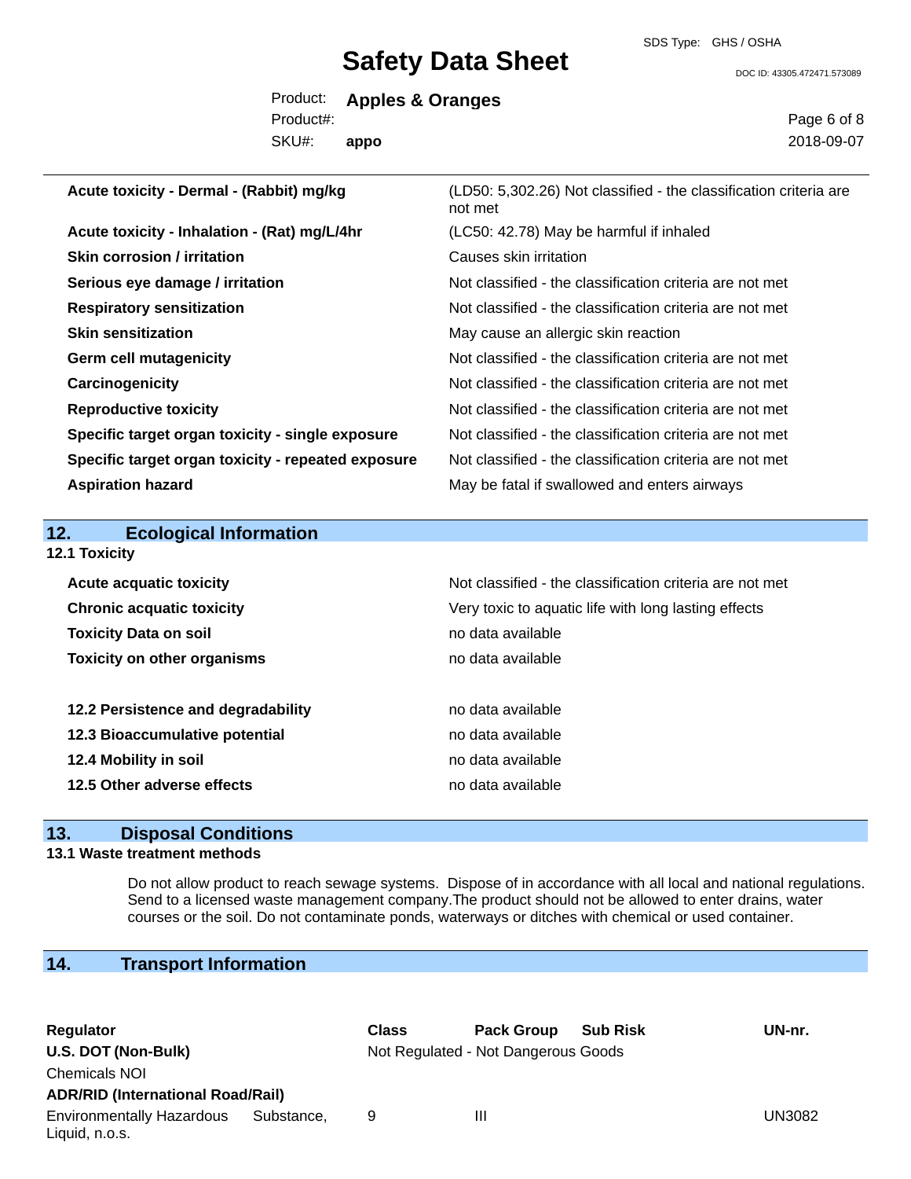| | |
|---|---|
| **Acute toxicity - Dermal - (Rabbit) mg/kg** | (LD50: 5,302.26) Not classified - the classification criteria are not met |
| **Acute toxicity - Inhalation - (Rat) mg/L/4hr** | (LC50: 42.78) May be harmful if inhaled |
| **Skin corrosion / irritation** | Causes skin irritation |
| **Serious eye damage / irritation** | Not classified - the classification criteria are not met |
| **Respiratory sensitization** | Not classified - the classification criteria are not met |
| **Skin sensitization** | May cause an allergic skin reaction |
| **Germ cell mutagenicity** | Not classified - the classification criteria are not met |
| **Carcinogenicity** | Not classified - the classification criteria are not met |
| **Reproductive toxicity** | Not classified - the classification criteria are not met |
| **Specific target organ toxicity - single exposure** | Not classified - the classification criteria are not met |
| **Specific target organ toxicity - repeated exposure** | Not classified - the classification criteria are not met |
| **Aspiration hazard** | May be fatal if swallowed and enters airways |

## 12. Ecological Information

### 12.1 Toxicity

| | |
|---|---|
| **Acute acquatic toxicity** | Not classified - the classification criteria are not met |
| **Chronic acquatic toxicity** | Very toxic to aquatic life with long lasting effects |
| **Toxicity Data on soil** | no data available |
| **Toxicity on other organisms** | no data available |

| | |
|---|---|
| **12.2 Persistence and degradability** | no data available |
| **12.3 Bioaccumulative potential** | no data available |
| **12.4 Mobility in soil** | no data available |
| **12.5 Other adverse effects** | no data available |

## 13. Disposal Conditions

### 13.1 Waste treatment methods

Do not allow product to reach sewage systems. Dispose of in accordance with all local and national regulations. Send to a licensed waste management company.The product should not be allowed to enter drains, water courses or the soil. Do not contaminate ponds, waterways or ditches with chemical or used container.

## 14. Transport Information

| Regulator | Class | Pack Group | Sub Risk | UN-nr. |
|---|---|---|---|---|
| **U.S. DOT (Non-Bulk)** | Not Regulated - Not Dangerous Goods | | | |
| Chemicals NOI | | | | |
| **ADR/RID (International Road/Rail)** | | | | |
| Environmentally Hazardous Substance, Liquid, n.o.s. | 9 | III | | UN3082 |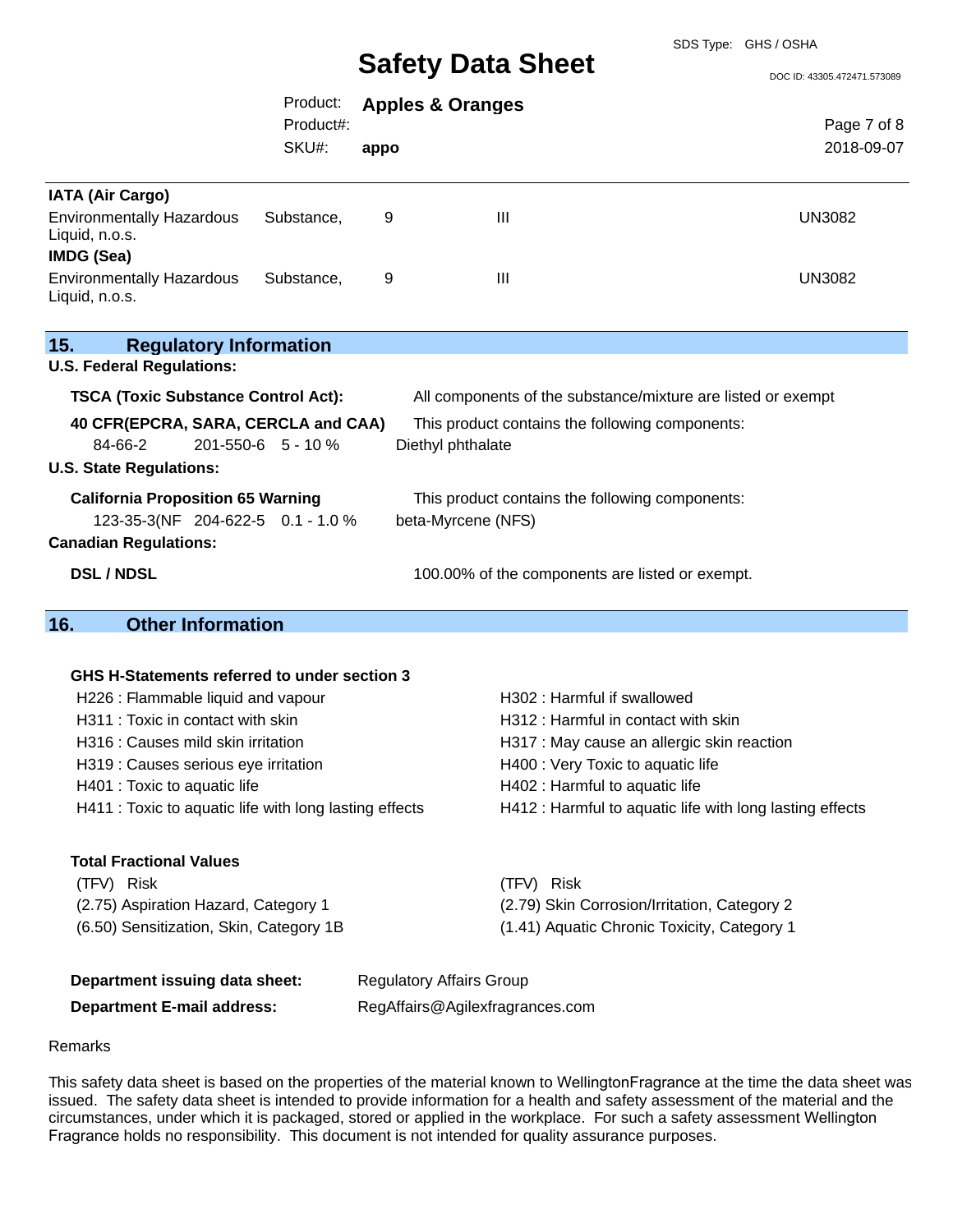**IATA (Air Cargo)**

| | | | |
|---|---|---|---|
| Environmentally Hazardous Substance, Liquid, n.o.s. | 9 | III | UN3082 |

**IMDG (Sea)**

| | | | |
|---|---|---|---|
| Environmentally Hazardous Substance, Liquid, n.o.s. | 9 | III | UN3082 |

## 15. Regulatory Information

**U.S. Federal Regulations:**

**TSCA (Toxic Substance Control Act):** All components of the substance/mixture are listed or exempt

**40 CFR(EPCRA, SARA, CERCLA and CAA)** This product contains the following components:

| | | | |
|---|---|---|---|
| 84-66-2 | 201-550-6 | 5 - 10 % | Diethyl phthalate |

**U.S. State Regulations:**

**California Proposition 65 Warning** This product contains the following components:

| | | | |
|---|---|---|---|
| 123-35-3(NF | 204-622-5 | 0.1 - 1.0 % | beta-Myrcene (NFS) |

**Canadian Regulations:**

**DSL / NDSL** 100.00% of the components are listed or exempt.

## 16. Other Information

**GHS H-Statements referred to under section 3**

H226 : Flammable liquid and vapour
H302 : Harmful if swallowed
H311 : Toxic in contact with skin
H312 : Harmful in contact with skin
H316 : Causes mild skin irritation
H317 : May cause an allergic skin reaction
H319 : Causes serious eye irritation
H400 : Very Toxic to aquatic life
H401 : Toxic to aquatic life
H402 : Harmful to aquatic life
H411 : Toxic to aquatic life with long lasting effects
H412 : Harmful to aquatic life with long lasting effects

**Total Fractional Values**

| (TFV) | Risk | (TFV) | Risk |
|---|---|---|---|
| (2.75) | Aspiration Hazard, Category 1 | (2.79) | Skin Corrosion/Irritation, Category 2 |
| (6.50) | Sensitization, Skin, Category 1B | (1.41) | Aquatic Chronic Toxicity, Category 1 |

**Department issuing data sheet:** Regulatory Affairs Group

**Department E-mail address:** RegAffairs@Agilexfragrances.com

Remarks

This safety data sheet is based on the properties of the material known to WellingtonFragrance at the time the data sheet was issued. The safety data sheet is intended to provide information for a health and safety assessment of the material and the circumstances, under which it is packaged, stored or applied in the workplace. For such a safety assessment Wellington Fragrance holds no responsibility. This document is not intended for quality assurance purposes.